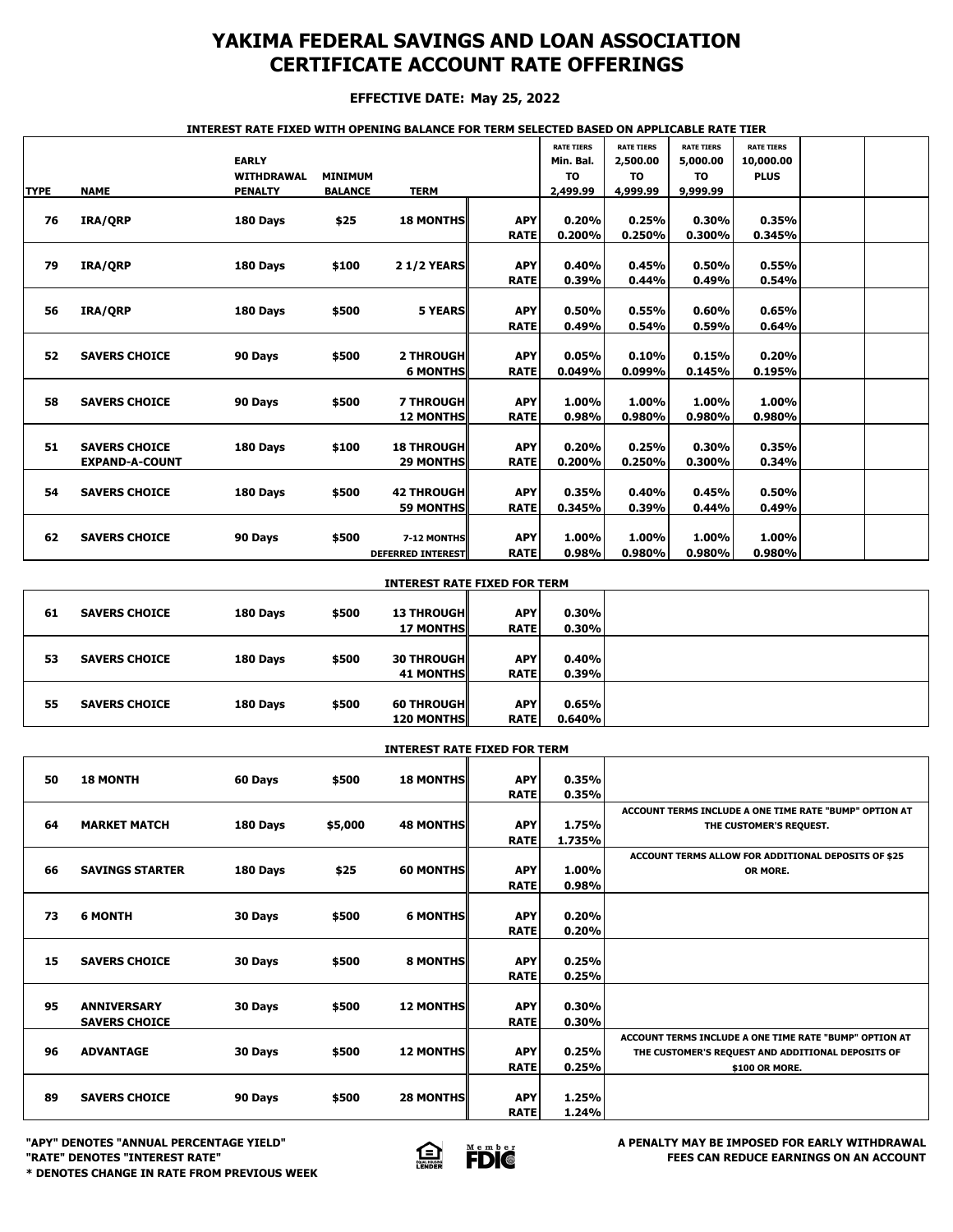# YAKIMA FEDERAL SAVINGS AND LOAN ASSOCIATION
# CERTIFICATE ACCOUNT RATE OFFERINGS

**EFFECTIVE DATE: May 25, 2022**

**INTEREST RATE FIXED WITH OPENING BALANCE FOR TERM SELECTED BASED ON APPLICABLE RATE TIER**

| TYPE | NAME | EARLY WITHDRAWAL PENALTY | MINIMUM BALANCE | TERM | | RATE TIERS Min. Bal. TO 2,499.99 | RATE TIERS 2,500.00 TO 4,999.99 | RATE TIERS 5,000.00 TO 9,999.99 | RATE TIERS 10,000.00 PLUS |
|---|---|---|---|---|---|---|---|---|---|
| 76 | IRA/QRP | 180 Days | $25 | 18 MONTHS | APY | 0.20% | 0.25% | 0.30% | 0.35% |
| | | | | | RATE | 0.200% | 0.250% | 0.300% | 0.345% |
| 79 | IRA/QRP | 180 Days | $100 | 2 1/2 YEARS | APY | 0.40% | 0.45% | 0.50% | 0.55% |
| | | | | | RATE | 0.39% | 0.44% | 0.49% | 0.54% |
| 56 | IRA/QRP | 180 Days | $500 | 5 YEARS | APY | 0.50% | 0.55% | 0.60% | 0.65% |
| | | | | | RATE | 0.49% | 0.54% | 0.59% | 0.64% |
| 52 | SAVERS CHOICE | 90 Days | $500 | 2 THROUGH 6 MONTHS | APY | 0.05% | 0.10% | 0.15% | 0.20% |
| | | | | | RATE | 0.049% | 0.099% | 0.145% | 0.195% |
| 58 | SAVERS CHOICE | 90 Days | $500 | 7 THROUGH 12 MONTHS | APY | 1.00% | 1.00% | 1.00% | 1.00% |
| | | | | | RATE | 0.98% | 0.980% | 0.980% | 0.980% |
| 51 | SAVERS CHOICE EXPAND-A-COUNT | 180 Days | $100 | 18 THROUGH 29 MONTHS | APY | 0.20% | 0.25% | 0.30% | 0.35% |
| | | | | | RATE | 0.200% | 0.250% | 0.300% | 0.34% |
| 54 | SAVERS CHOICE | 180 Days | $500 | 42 THROUGH 59 MONTHS | APY | 0.35% | 0.40% | 0.45% | 0.50% |
| | | | | | RATE | 0.345% | 0.39% | 0.44% | 0.49% |
| 62 | SAVERS CHOICE | 90 Days | $500 | 7-12 MONTHS DEFERRED INTEREST | APY | 1.00% | 1.00% | 1.00% | 1.00% |
| | | | | | RATE | 0.98% | 0.980% | 0.980% | 0.980% |

**INTEREST RATE FIXED FOR TERM**

| TYPE | NAME | EARLY WITHDRAWAL PENALTY | MINIMUM BALANCE | TERM | | |
|---|---|---|---|---|---|---|
| 61 | SAVERS CHOICE | 180 Days | $500 | 13 THROUGH 17 MONTHS | APY | 0.30% |
| | | | | | RATE | 0.30% |
| 53 | SAVERS CHOICE | 180 Days | $500 | 30 THROUGH 41 MONTHS | APY | 0.40% |
| | | | | | RATE | 0.39% |
| 55 | SAVERS CHOICE | 180 Days | $500 | 60 THROUGH 120 MONTHS | APY | 0.65% |
| | | | | | RATE | 0.640% |

**INTEREST RATE FIXED FOR TERM**

| TYPE | NAME | EARLY WITHDRAWAL PENALTY | MINIMUM BALANCE | TERM | | | NOTES |
|---|---|---|---|---|---|---|---|
| 50 | 18 MONTH | 60 Days | $500 | 18 MONTHS | APY | 0.35% | |
| | | | | | RATE | 0.35% | |
| 64 | MARKET MATCH | 180 Days | $5,000 | 48 MONTHS | APY | 1.75% | ACCOUNT TERMS INCLUDE A ONE TIME RATE "BUMP" OPTION AT THE CUSTOMER'S REQUEST. |
| | | | | | RATE | 1.735% | |
| 66 | SAVINGS STARTER | 180 Days | $25 | 60 MONTHS | APY | 1.00% | ACCOUNT TERMS ALLOW FOR ADDITIONAL DEPOSITS OF $25 OR MORE. |
| | | | | | RATE | 0.98% | |
| 73 | 6 MONTH | 30 Days | $500 | 6 MONTHS | APY | 0.20% | |
| | | | | | RATE | 0.20% | |
| 15 | SAVERS CHOICE | 30 Days | $500 | 8 MONTHS | APY | 0.25% | |
| | | | | | RATE | 0.25% | |
| 95 | ANNIVERSARY SAVERS CHOICE | 30 Days | $500 | 12 MONTHS | APY | 0.30% | |
| | | | | | RATE | 0.30% | |
| 96 | ADVANTAGE | 30 Days | $500 | 12 MONTHS | APY | 0.25% | ACCOUNT TERMS INCLUDE A ONE TIME RATE "BUMP" OPTION AT THE CUSTOMER'S REQUEST AND ADDITIONAL DEPOSITS OF $100 OR MORE. |
| | | | | | RATE | 0.25% | |
| 89 | SAVERS CHOICE | 90 Days | $500 | 28 MONTHS | APY | 1.25% | |
| | | | | | RATE | 1.24% | |

**"APY" DENOTES "ANNUAL PERCENTAGE YIELD"**
**"RATE" DENOTES "INTEREST RATE"**
**\* DENOTES CHANGE IN RATE FROM PREVIOUS WEEK**

EQUAL HOUSING LENDER — Member FDIC

**A PENALTY MAY BE IMPOSED FOR EARLY WITHDRAWAL**
**FEES CAN REDUCE EARNINGS ON AN ACCOUNT**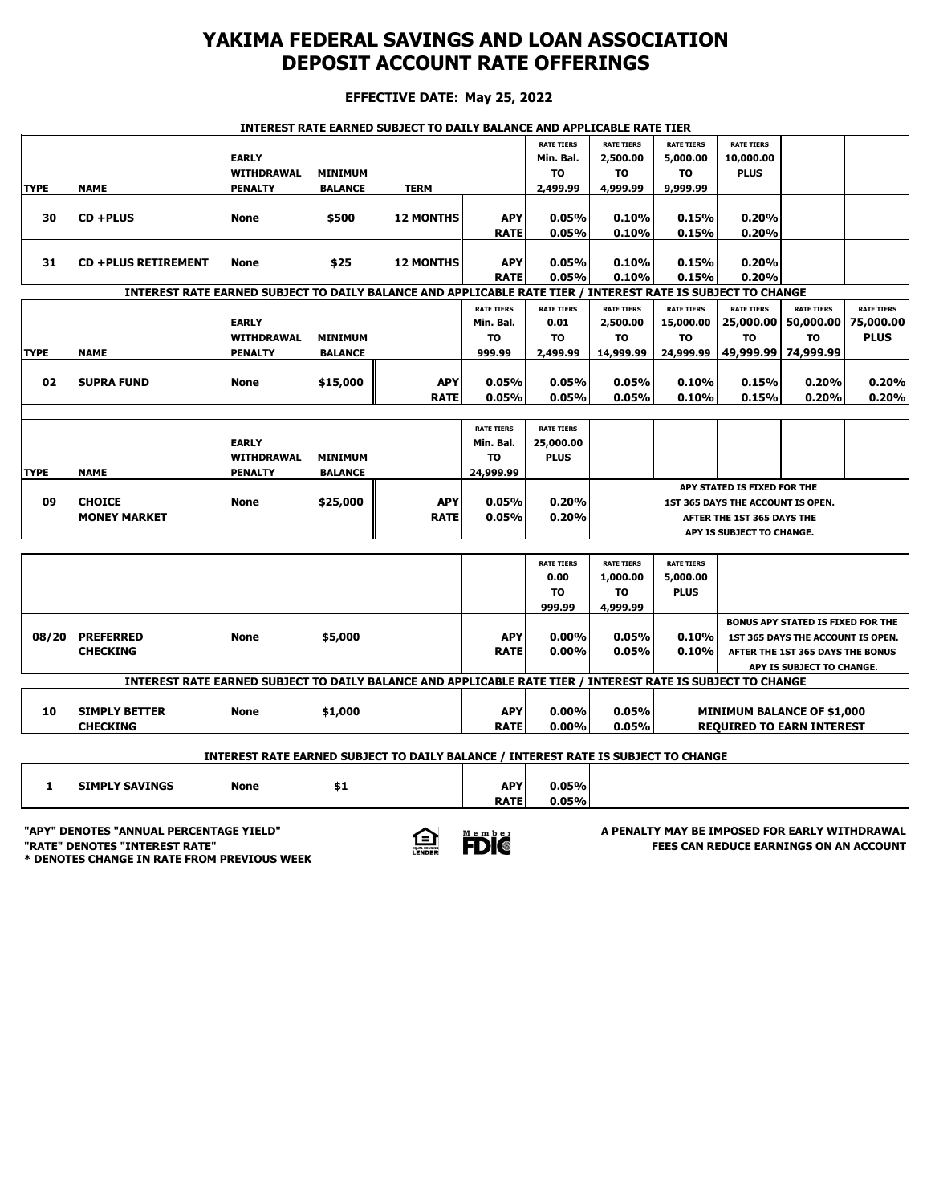# YAKIMA FEDERAL SAVINGS AND LOAN ASSOCIATION
# DEPOSIT ACCOUNT RATE OFFERINGS

**EFFECTIVE DATE: May 25, 2022**

**INTEREST RATE EARNED SUBJECT TO DAILY BALANCE AND APPLICABLE RATE TIER**

| TYPE | NAME | EARLY WITHDRAWAL PENALTY | MINIMUM BALANCE | TERM | | RATE TIERS Min. Bal. TO 2,499.99 | RATE TIERS 2,500.00 TO 4,999.99 | RATE TIERS 5,000.00 TO 9,999.99 | RATE TIERS 10,000.00 PLUS |
|---|---|---|---|---|---|---|---|---|---|
| 30 | CD +PLUS | None | $500 | 12 MONTHS | APY | 0.05% | 0.10% | 0.15% | 0.20% |
| | | | | | RATE | 0.05% | 0.10% | 0.15% | 0.20% |
| 31 | CD +PLUS RETIREMENT | None | $25 | 12 MONTHS | APY | 0.05% | 0.10% | 0.15% | 0.20% |
| | | | | | RATE | 0.05% | 0.10% | 0.15% | 0.20% |

**INTEREST RATE EARNED SUBJECT TO DAILY BALANCE AND APPLICABLE RATE TIER / INTEREST RATE IS SUBJECT TO CHANGE**

| TYPE | NAME | EARLY WITHDRAWAL PENALTY | MINIMUM BALANCE | | RATE TIERS Min. Bal. TO 999.99 | RATE TIERS 0.01 TO 2,499.99 | RATE TIERS 2,500.00 TO 14,999.99 | RATE TIERS 15,000.00 TO 24,999.99 | RATE TIERS 25,000.00 TO 49,999.99 | RATE TIERS 50,000.00 TO 74,999.99 | RATE TIERS 75,000.00 PLUS |
|---|---|---|---|---|---|---|---|---|---|---|---|
| 02 | SUPRA FUND | None | $15,000 | APY | 0.05% | 0.05% | 0.05% | 0.10% | 0.15% | 0.20% | 0.20% |
| | | | | RATE | 0.05% | 0.05% | 0.05% | 0.10% | 0.15% | 0.20% | 0.20% |

| TYPE | NAME | EARLY WITHDRAWAL PENALTY | MINIMUM BALANCE | | RATE TIERS Min. Bal. TO 24,999.99 | RATE TIERS 25,000.00 PLUS | |
|---|---|---|---|---|---|---|---|
| 09 | CHOICE MONEY MARKET | None | $25,000 | APY | 0.05% | 0.20% | APY STATED IS FIXED FOR THE 1ST 365 DAYS THE ACCOUNT IS OPEN. AFTER THE 1ST 365 DAYS THE APY IS SUBJECT TO CHANGE. |
| | | | | RATE | 0.05% | 0.20% | |

| TYPE | NAME | EARLY WITHDRAWAL PENALTY | MINIMUM BALANCE | | RATE TIERS 0.00 TO 999.99 | RATE TIERS 1,000.00 TO 4,999.99 | RATE TIERS 5,000.00 PLUS | |
|---|---|---|---|---|---|---|---|---|
| 08/20 | PREFERRED CHECKING | None | $5,000 | APY | 0.00% | 0.05% | 0.10% | BONUS APY STATED IS FIXED FOR THE 1ST 365 DAYS THE ACCOUNT IS OPEN. AFTER THE 1ST 365 DAYS THE BONUS APY IS SUBJECT TO CHANGE. |
| | | | | RATE | 0.00% | 0.05% | 0.10% | |

**INTEREST RATE EARNED SUBJECT TO DAILY BALANCE AND APPLICABLE RATE TIER / INTEREST RATE IS SUBJECT TO CHANGE**

| TYPE | NAME | EARLY WITHDRAWAL PENALTY | MINIMUM BALANCE | | | | |
|---|---|---|---|---|---|---|---|
| 10 | SIMPLY BETTER CHECKING | None | $1,000 | APY | 0.00% | 0.05% | MINIMUM BALANCE OF $1,000 REQUIRED TO EARN INTEREST |
| | | | | RATE | 0.00% | 0.05% | |

**INTEREST RATE EARNED SUBJECT TO DAILY BALANCE / INTEREST RATE IS SUBJECT TO CHANGE**

| TYPE | NAME | EARLY WITHDRAWAL PENALTY | MINIMUM BALANCE | | |
|---|---|---|---|---|---|
| 1 | SIMPLY SAVINGS | None | $1 | APY | 0.05% |
| | | | | RATE | 0.05% |

**"APY" DENOTES "ANNUAL PERCENTAGE YIELD"**
**"RATE" DENOTES "INTEREST RATE"**
**\* DENOTES CHANGE IN RATE FROM PREVIOUS WEEK**

EQUAL HOUSING LENDER

Member FDIC

**A PENALTY MAY BE IMPOSED FOR EARLY WITHDRAWAL**
**FEES CAN REDUCE EARNINGS ON AN ACCOUNT**